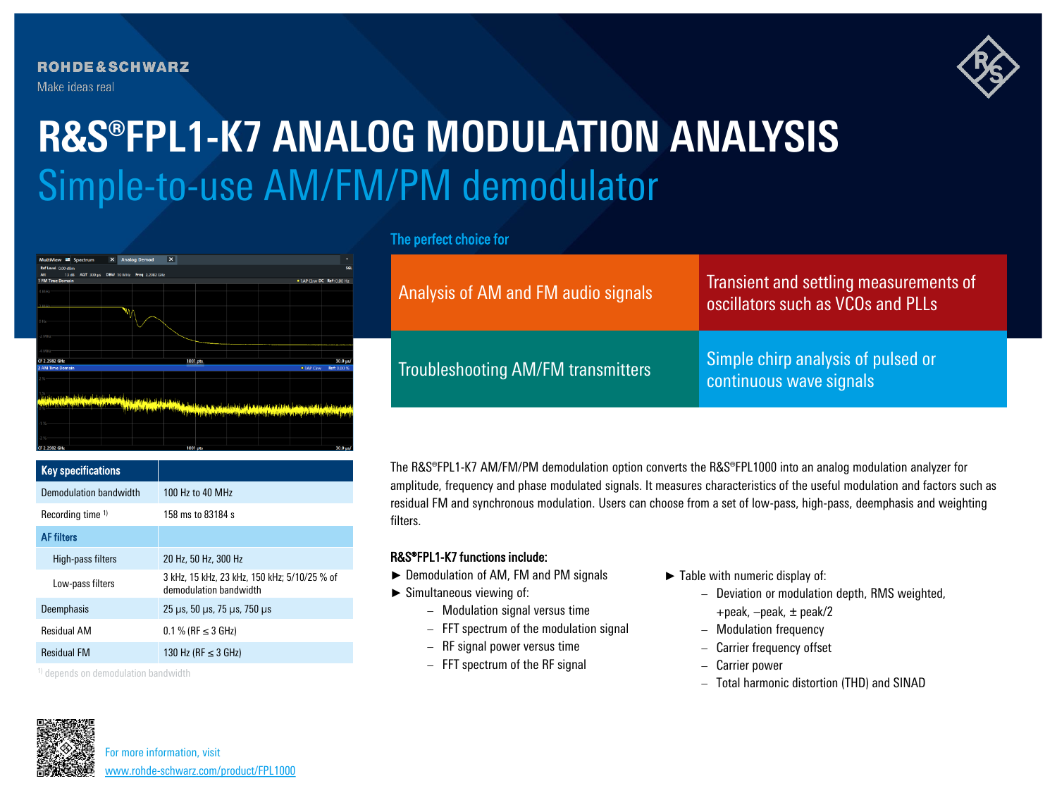ROHDE&SCHWARZ

Make ideas real

# R&S®FPL1-K7 ANALOG MODULATION ANALYSIS

## Simple-to-use AM/FM/PM demodulator

### The perfect choice for

| | |
|---|---|
| Analysis of AM and FM audio signals | Transient and settling measurements of oscillators such as VCOs and PLLs |
| Troubleshooting AM/FM transmitters | Simple chirp analysis of pulsed or continuous wave signals |

| Key specifications | |
|---|---|
| Demodulation bandwidth | 100 Hz to 40 MHz |
| Recording time [1] | 158 ms to 83184 s |
| **AF filters** | |
| High-pass filters | 20 Hz, 50 Hz, 300 Hz |
| Low-pass filters | 3 kHz, 15 kHz, 23 kHz, 150 kHz; 5/10/25 % of demodulation bandwidth |
| Deemphasis | 25 µs, 50 µs, 75 µs, 750 µs |
| Residual AM | 0.1 % (RF ≤ 3 GHz) |
| Residual FM | 130 Hz (RF ≤ 3 GHz) |

[1] depends on demodulation bandwidth

The R&S®FPL1-K7 AM/FM/PM demodulation option converts the R&S®FPL1000 into an analog modulation analyzer for amplitude, frequency and phase modulated signals. It measures characteristics of the useful modulation and factors such as residual FM and synchronous modulation. Users can choose from a set of low-pass, high-pass, deemphasis and weighting filters.

**R&S®FPL1-K7 functions include:**

- Demodulation of AM, FM and PM signals
- Simultaneous viewing of:
  - Modulation signal versus time
  - FFT spectrum of the modulation signal
  - RF signal power versus time
  - FFT spectrum of the RF signal
- Table with numeric display of:
  - Deviation or modulation depth, RMS weighted, +peak, –peak, ± peak/2
  - Modulation frequency
  - Carrier frequency offset
  - Carrier power
  - Total harmonic distortion (THD) and SINAD

For more information, visit
www.rohde-schwarz.com/product/FPL1000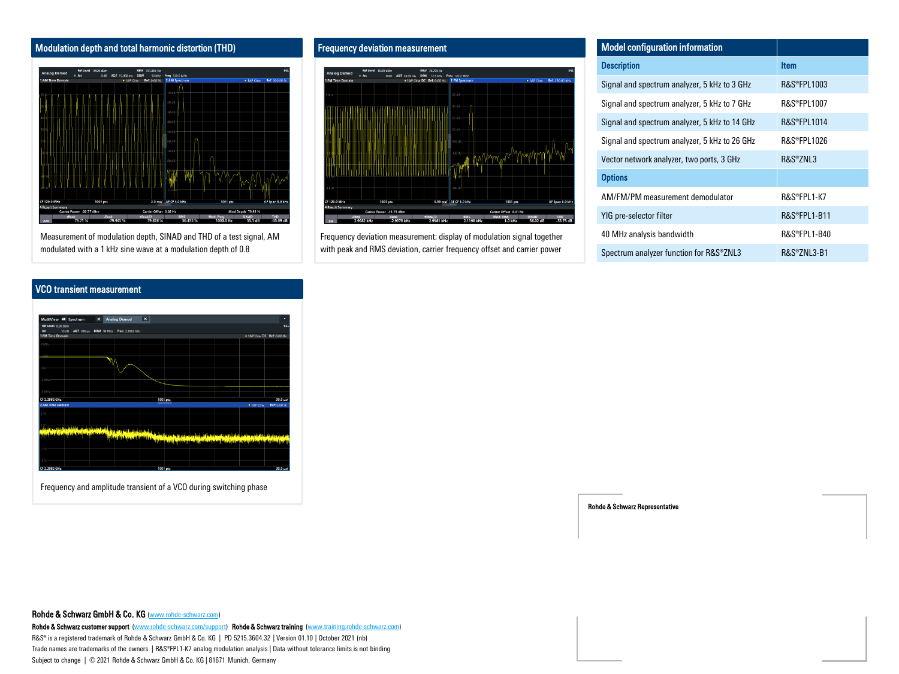## Modulation depth and total harmonic distortion (THD)

Measurement of modulation depth, SINAD and THD of a test signal, AM modulated with a 1 kHz sine wave at a modulation depth of 0.8

## Frequency deviation measurement

Frequency deviation measurement: display of modulation signal together with peak and RMS deviation, carrier frequency offset and carrier power

## VCO transient measurement

Frequency and amplitude transient of a VCO during switching phase

## Model configuration information

| Description | Item |
| --- | --- |
| Signal and spectrum analyzer, 5 kHz to 3 GHz | R&S®FPL1003 |
| Signal and spectrum analyzer, 5 kHz to 7 GHz | R&S®FPL1007 |
| Signal and spectrum analyzer, 5 kHz to 14 GHz | R&S®FPL1014 |
| Signal and spectrum analyzer, 5 kHz to 26 GHz | R&S®FPL1026 |
| Vector network analyzer, two ports, 3 GHz | R&S®ZNL3 |
| **Options** | |
| AM/FM/PM measurement demodulator | R&S®FPL1-K7 |
| YIG pre-selector filter | R&S®FPL1-B11 |
| 40 MHz analysis bandwidth | R&S®FPL1-B40 |
| Spectrum analyzer function for R&S®ZNL3 | R&S®ZNL3-B1 |

**Rohde & Schwarz Representative**

**Rohde & Schwarz GmbH & Co. KG** (www.rohde-schwarz.com)
**Rohde & Schwarz customer support** (www.rohde-schwarz.com/support) **Rohde & Schwarz training** (www.training.rohde-schwarz.com)
R&S® is a registered trademark of Rohde & Schwarz GmbH & Co. KG | PD 5215.3604.32 | Version 01.10 | October 2021 (nb)
Trade names are trademarks of the owners | R&S®FPL1-K7 analog modulation analysis | Data without tolerance limits is not binding
Subject to change | © 2021 Rohde & Schwarz GmbH & Co. KG | 81671 Munich, Germany